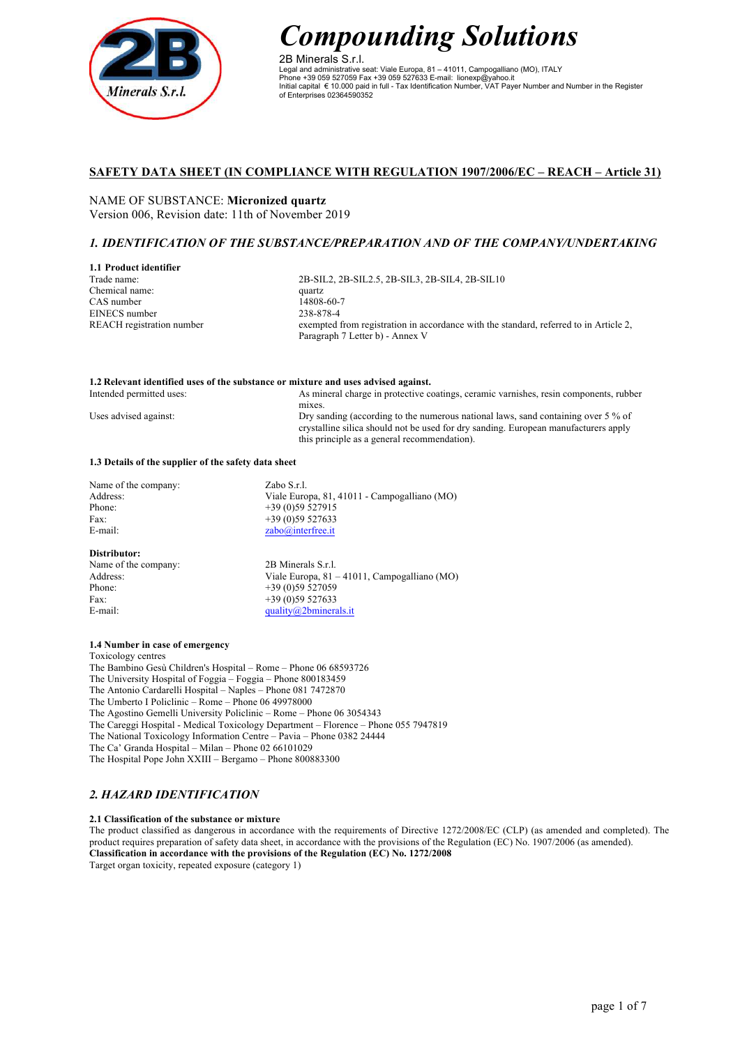# Compounding Solutions

2B Minerals S.r.l.
Legal and administrative seat: Viale Europa, 81 – 41011, Campogalliano (MO), ITALY
Phone +39 059 527059 Fax +39 059 527633 E-mail: lionexp@yahoo.it
Initial capital € 10.000 paid in full - Tax Identification Number, VAT Payer Number and Number in the Register of Enterprises 02364590352

## SAFETY DATA SHEET (IN COMPLIANCE WITH REGULATION 1907/2006/EC – REACH – Article 31)

NAME OF SUBSTANCE: **Micronized quartz**
Version 006, Revision date: 11th of November 2019

## *1. IDENTIFICATION OF THE SUBSTANCE/PREPARATION AND OF THE COMPANY/UNDERTAKING*

**1.1 Product identifier**

| | |
|---|---|
| Trade name: | 2B-SIL2, 2B-SIL2.5, 2B-SIL3, 2B-SIL4, 2B-SIL10 |
| Chemical name: | quartz |
| CAS number | 14808-60-7 |
| EINECS number | 238-878-4 |
| REACH registration number | exempted from registration in accordance with the standard, referred to in Article 2, Paragraph 7 Letter b) - Annex V |

**1.2 Relevant identified uses of the substance or mixture and uses advised against.**

| | |
|---|---|
| Intended permitted uses: | As mineral charge in protective coatings, ceramic varnishes, resin components, rubber mixes. |
| Uses advised against: | Dry sanding (according to the numerous national laws, sand containing over 5 % of crystalline silica should not be used for dry sanding. European manufacturers apply this principle as a general recommendation). |

**1.3 Details of the supplier of the safety data sheet**

| | |
|---|---|
| Name of the company: | Zabo S.r.l. |
| Address: | Viale Europa, 81, 41011 - Campogalliano (MO) |
| Phone: | +39 (0)59 527915 |
| Fax: | +39 (0)59 527633 |
| E-mail: | zabo@interfree.it |

**Distributor:**

| | |
|---|---|
| Name of the company: | 2B Minerals S.r.l. |
| Address: | Viale Europa, 81 – 41011, Campogalliano (MO) |
| Phone: | +39 (0)59 527059 |
| Fax: | +39 (0)59 527633 |
| E-mail: | quality@2bminerals.it |

**1.4 Number in case of emergency**

Toxicology centres
The Bambino Gesù Children's Hospital – Rome – Phone 06 68593726
The University Hospital of Foggia – Foggia – Phone 800183459
The Antonio Cardarelli Hospital – Naples – Phone 081 7472870
The Umberto I Policlinic – Rome – Phone 06 49978000
The Agostino Gemelli University Policlinic – Rome – Phone 06 3054343
The Careggi Hospital - Medical Toxicology Department – Florence – Phone 055 7947819
The National Toxicology Information Centre – Pavia – Phone 0382 24444
The Ca' Granda Hospital – Milan – Phone 02 66101029
The Hospital Pope John XXIII – Bergamo – Phone 800883300

## *2. HAZARD IDENTIFICATION*

**2.1 Classification of the substance or mixture**

The product classified as dangerous in accordance with the requirements of Directive 1272/2008/EC (CLP) (as amended and completed). The product requires preparation of safety data sheet, in accordance with the provisions of the Regulation (EC) No. 1907/2006 (as amended).

**Classification in accordance with the provisions of the Regulation (EC) No. 1272/2008**

Target organ toxicity, repeated exposure (category 1)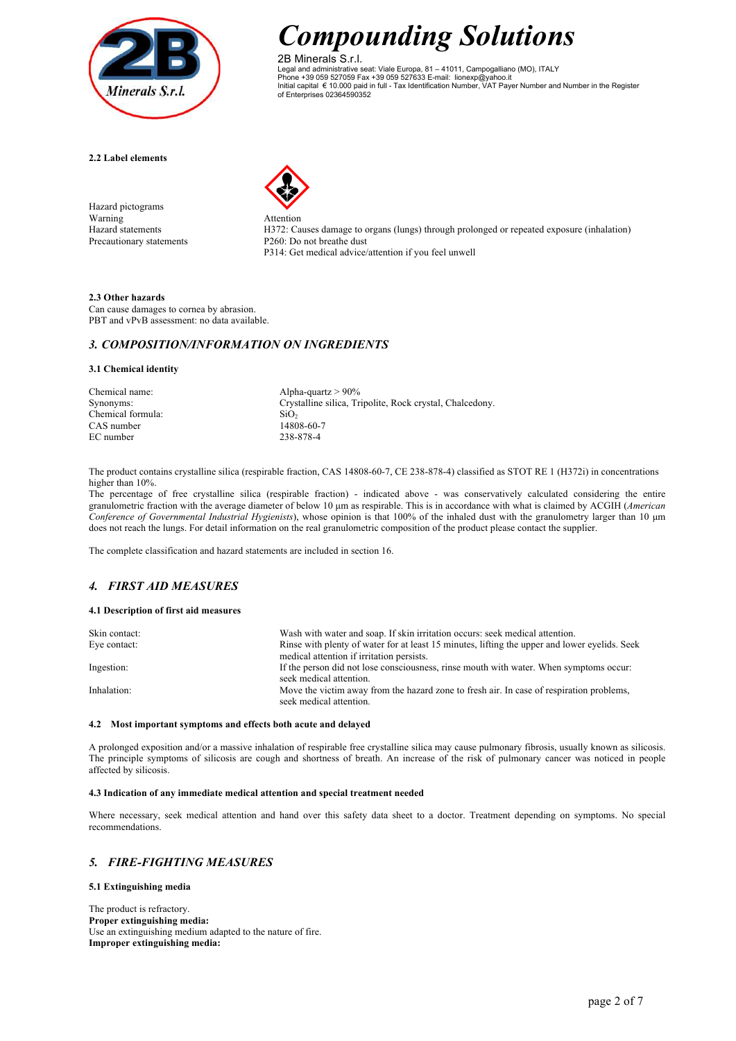**Compounding Solutions**

2B Minerals S.r.l.
Legal and administrative seat: Viale Europa, 81 – 41011, Campogalliano (MO), ITALY
Phone +39 059 527059 Fax +39 059 527633 E-mail: lionexp@yahoo.it
Initial capital € 10.000 paid in full - Tax Identification Number, VAT Payer Number and Number in the Register of Enterprises 02364590352

**2.2 Label elements**

| | |
|---|---|
| Hazard pictograms | |
| Warning | Attention |
| Hazard statements | H372: Causes damage to organs (lungs) through prolonged or repeated exposure (inhalation) |
| Precautionary statements | P260: Do not breathe dust |
| | P314: Get medical advice/attention if you feel unwell |

**2.3 Other hazards**

Can cause damages to cornea by abrasion.
PBT and vPvB assessment: no data available.

## *3. COMPOSITION/INFORMATION ON INGREDIENTS*

**3.1 Chemical identity**

| | |
|---|---|
| Chemical name: | Alpha-quartz > 90% |
| Synonyms: | Crystalline silica, Tripolite, Rock crystal, Chalcedony. |
| Chemical formula: | $SiO_2$ |
| CAS number | 14808-60-7 |
| EC number | 238-878-4 |

The product contains crystalline silica (respirable fraction, CAS 14808-60-7, CE 238-878-4) classified as STOT RE 1 (H372i) in concentrations higher than 10%.
The percentage of free crystalline silica (respirable fraction) - indicated above - was conservatively calculated considering the entire granulometric fraction with the average diameter of below 10 µm as respirable. This is in accordance with what is claimed by ACGIH (*American Conference of Governmental Industrial Hygienists*), whose opinion is that 100% of the inhaled dust with the granulometry larger than 10 µm does not reach the lungs. For detail information on the real granulometric composition of the product please contact the supplier.

The complete classification and hazard statements are included in section 16.

## *4. FIRST AID MEASURES*

**4.1 Description of first aid measures**

| | |
|---|---|
| Skin contact: | Wash with water and soap. If skin irritation occurs: seek medical attention. |
| Eye contact: | Rinse with plenty of water for at least 15 minutes, lifting the upper and lower eyelids. Seek medical attention if irritation persists. |
| Ingestion: | If the person did not lose consciousness, rinse mouth with water. When symptoms occur: seek medical attention. |
| Inhalation: | Move the victim away from the hazard zone to fresh air. In case of respiration problems, seek medical attention. |

**4.2 Most important symptoms and effects both acute and delayed**

A prolonged exposition and/or a massive inhalation of respirable free crystalline silica may cause pulmonary fibrosis, usually known as silicosis. The principle symptoms of silicosis are cough and shortness of breath. An increase of the risk of pulmonary cancer was noticed in people affected by silicosis.

**4.3 Indication of any immediate medical attention and special treatment needed**

Where necessary, seek medical attention and hand over this safety data sheet to a doctor. Treatment depending on symptoms. No special recommendations.

## *5. FIRE-FIGHTING MEASURES*

**5.1 Extinguishing media**

The product is refractory.
**Proper extinguishing media:**
Use an extinguishing medium adapted to the nature of fire.
**Improper extinguishing media:**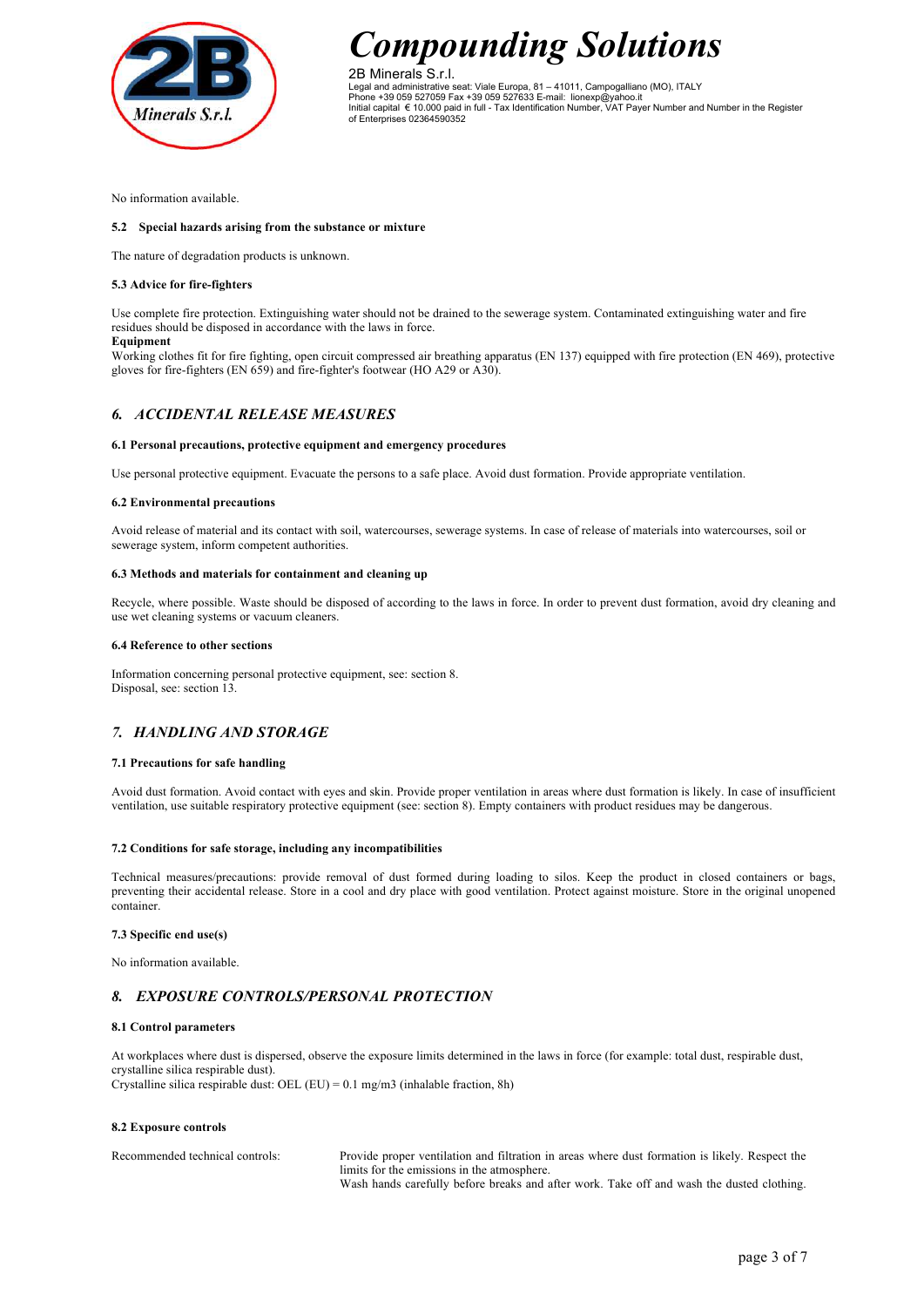No information available.

#### 5.2 Special hazards arising from the substance or mixture

The nature of degradation products is unknown.

#### 5.3 Advice for fire-fighters

Use complete fire protection. Extinguishing water should not be drained to the sewerage system. Contaminated extinguishing water and fire residues should be disposed in accordance with the laws in force.

**Equipment**

Working clothes fit for fire fighting, open circuit compressed air breathing apparatus (EN 137) equipped with fire protection (EN 469), protective gloves for fire-fighters (EN 659) and fire-fighter's footwear (HO A29 or A30).

## *6. ACCIDENTAL RELEASE MEASURES*

#### 6.1 Personal precautions, protective equipment and emergency procedures

Use personal protective equipment. Evacuate the persons to a safe place. Avoid dust formation. Provide appropriate ventilation.

#### 6.2 Environmental precautions

Avoid release of material and its contact with soil, watercourses, sewerage systems. In case of release of materials into watercourses, soil or sewerage system, inform competent authorities.

#### 6.3 Methods and materials for containment and cleaning up

Recycle, where possible. Waste should be disposed of according to the laws in force. In order to prevent dust formation, avoid dry cleaning and use wet cleaning systems or vacuum cleaners.

#### 6.4 Reference to other sections

Information concerning personal protective equipment, see: section 8.
Disposal, see: section 13.

## *7. HANDLING AND STORAGE*

#### 7.1 Precautions for safe handling

Avoid dust formation. Avoid contact with eyes and skin. Provide proper ventilation in areas where dust formation is likely. In case of insufficient ventilation, use suitable respiratory protective equipment (see: section 8). Empty containers with product residues may be dangerous.

#### 7.2 Conditions for safe storage, including any incompatibilities

Technical measures/precautions: provide removal of dust formed during loading to silos. Keep the product in closed containers or bags, preventing their accidental release. Store in a cool and dry place with good ventilation. Protect against moisture. Store in the original unopened container.

#### 7.3 Specific end use(s)

No information available.

## *8. EXPOSURE CONTROLS/PERSONAL PROTECTION*

#### 8.1 Control parameters

At workplaces where dust is dispersed, observe the exposure limits determined in the laws in force (for example: total dust, respirable dust, crystalline silica respirable dust).
Crystalline silica respirable dust: OEL (EU) = 0.1 mg/m3 (inhalable fraction, 8h)

#### 8.2 Exposure controls

Recommended technical controls: Provide proper ventilation and filtration in areas where dust formation is likely. Respect the limits for the emissions in the atmosphere.
Wash hands carefully before breaks and after work. Take off and wash the dusted clothing.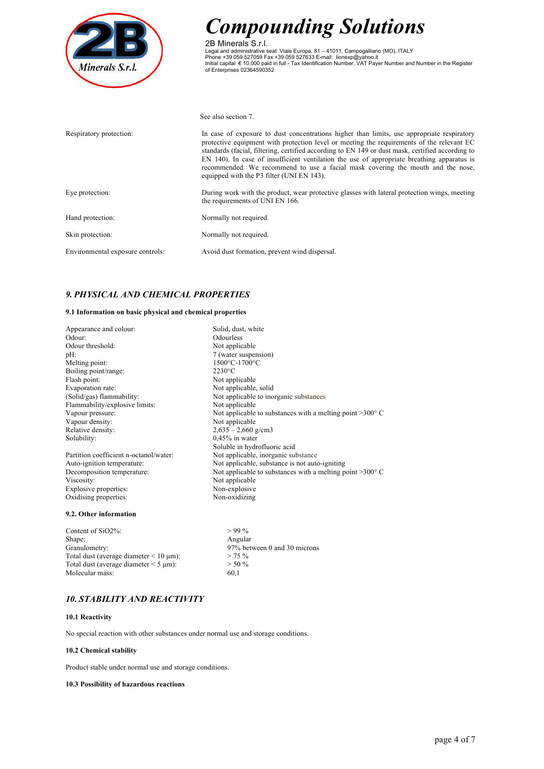See also section 7.

| | |
|---|---|
| Respiratory protection: | In case of exposure to dust concentrations higher than limits, use appropriate respiratory protective equipment with protection level or meeting the requirements of the relevant EC standards (facial, filtering, certified according to EN 149 or dust mask, certified according to EN 140). In case of insufficient ventilation the use of appropriate breathing apparatus is recommended. We recommend to use a facial mask covering the mouth and the nose, equipped with the P3 filter (UNI EN 143). |
| Eye protection: | During work with the product, wear protective glasses with lateral protection wings, meeting the requirements of UNI EN 166. |
| Hand protection: | Normally not required. |
| Skin protection: | Normally not required. |
| Environmental exposure controls: | Avoid dust formation, prevent wind dispersal. |

## *9. PHYSICAL AND CHEMICAL PROPERTIES*

### 9.1 Information on basic physical and chemical properties

| | |
|---|---|
| Appearance and colour: | Solid, dust, white |
| Odour: | Odourless |
| Odour threshold: | Not applicable |
| pH: | 7 (water suspension) |
| Melting point: | 1500°C-1700°C |
| Boiling point/range: | 2230°C |
| Flash point: | Not applicable |
| Evaporation rate: | Not applicable, solid |
| (Solid/gas) flammability: | Not applicable to inorganic substances |
| Flammability/explosive limits: | Not applicable |
| Vapour pressure: | Not applicable to substances with a melting point >300° C |
| Vapour density: | Not applicable |
| Relative density: | 2,635 – 2,660 g/cm3 |
| Solubility: | 0,45% in water<br>Soluble in hydrofluoric acid |
| Partition coefficient n-octanol/water: | Not applicable, inorganic substance |
| Auto-ignition temperature: | Not applicable, substance is not auto-igniting |
| Decomposition temperature: | Not applicable to substances with a melting point >300° C |
| Viscosity: | Not applicable |
| Explosive properties: | Non-explosive |
| Oxidising properties: | Non-oxidizing |

### 9.2. Other information

| | |
|---|---|
| Content of SiO2%: | > 99 % |
| Shape: | Angular |
| Granulometry: | 97% between 0 and 30 microns |
| Total dust (average diameter < 10 μm): | > 75 % |
| Total dust (average diameter < 5 μm): | > 50 % |
| Molecular mass: | 60,1 |

## *10. STABILITY AND REACTIVITY*

### 10.1 Reactivity

No special reaction with other substances under normal use and storage conditions.

### 10.2 Chemical stability

Product stable under normal use and storage conditions.

### 10.3 Possibility of hazardous reactions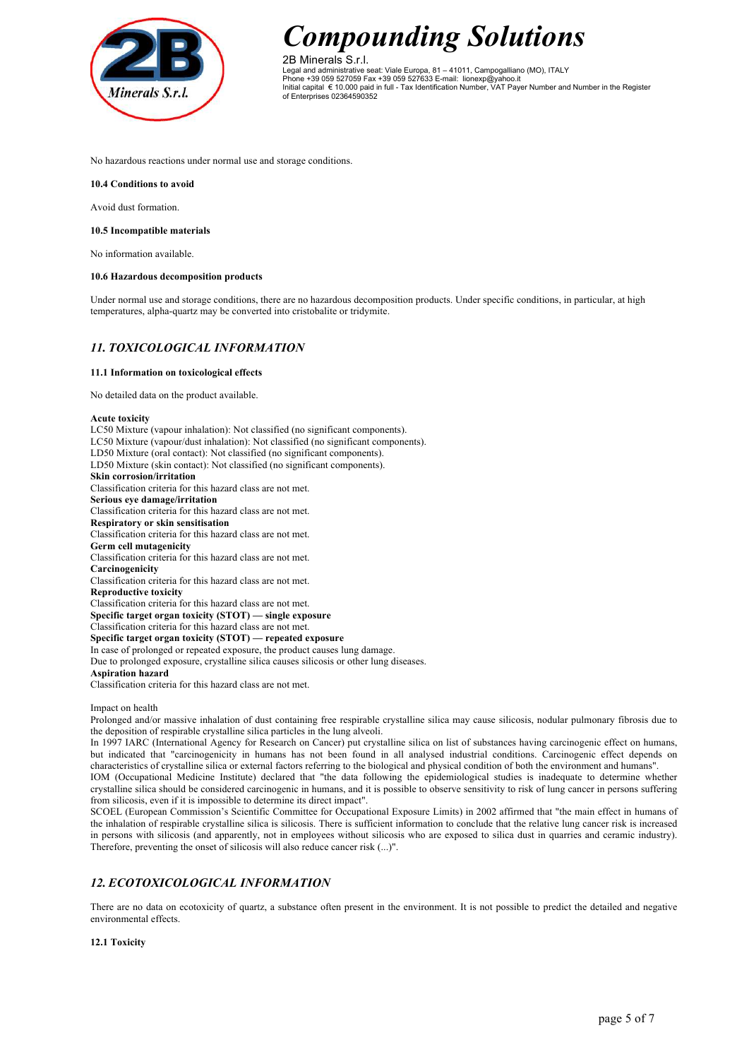No hazardous reactions under normal use and storage conditions.

**10.4 Conditions to avoid**

Avoid dust formation.

**10.5 Incompatible materials**

No information available.

**10.6 Hazardous decomposition products**

Under normal use and storage conditions, there are no hazardous decomposition products. Under specific conditions, in particular, at high temperatures, alpha-quartz may be converted into cristobalite or tridymite.

## *11. TOXICOLOGICAL INFORMATION*

**11.1 Information on toxicological effects**

No detailed data on the product available.

**Acute toxicity**
LC50 Mixture (vapour inhalation): Not classified (no significant components).
LC50 Mixture (vapour/dust inhalation): Not classified (no significant components).
LD50 Mixture (oral contact): Not classified (no significant components).
LD50 Mixture (skin contact): Not classified (no significant components).
**Skin corrosion/irritation**
Classification criteria for this hazard class are not met.
**Serious eye damage/irritation**
Classification criteria for this hazard class are not met.
**Respiratory or skin sensitisation**
Classification criteria for this hazard class are not met.
**Germ cell mutagenicity**
Classification criteria for this hazard class are not met.
**Carcinogenicity**
Classification criteria for this hazard class are not met.
**Reproductive toxicity**
Classification criteria for this hazard class are not met.
**Specific target organ toxicity (STOT) — single exposure**
Classification criteria for this hazard class are not met.
**Specific target organ toxicity (STOT) — repeated exposure**
In case of prolonged or repeated exposure, the product causes lung damage.
Due to prolonged exposure, crystalline silica causes silicosis or other lung diseases.
**Aspiration hazard**
Classification criteria for this hazard class are not met.

Impact on health
Prolonged and/or massive inhalation of dust containing free respirable crystalline silica may cause silicosis, nodular pulmonary fibrosis due to the deposition of respirable crystalline silica particles in the lung alveoli.
In 1997 IARC (International Agency for Research on Cancer) put crystalline silica on list of substances having carcinogenic effect on humans, but indicated that "carcinogenicity in humans has not been found in all analysed industrial conditions. Carcinogenic effect depends on characteristics of crystalline silica or external factors referring to the biological and physical condition of both the environment and humans".
IOM (Occupational Medicine Institute) declared that "the data following the epidemiological studies is inadequate to determine whether crystalline silica should be considered carcinogenic in humans, and it is possible to observe sensitivity to risk of lung cancer in persons suffering from silicosis, even if it is impossible to determine its direct impact".
SCOEL (European Commission's Scientific Committee for Occupational Exposure Limits) in 2002 affirmed that "the main effect in humans of the inhalation of respirable crystalline silica is silicosis. There is sufficient information to conclude that the relative lung cancer risk is increased in persons with silicosis (and apparently, not in employees without silicosis who are exposed to silica dust in quarries and ceramic industry). Therefore, preventing the onset of silicosis will also reduce cancer risk (...)".

## *12. ECOTOXICOLOGICAL INFORMATION*

There are no data on ecotoxicity of quartz, a substance often present in the environment. It is not possible to predict the detailed and negative environmental effects.

**12.1 Toxicity**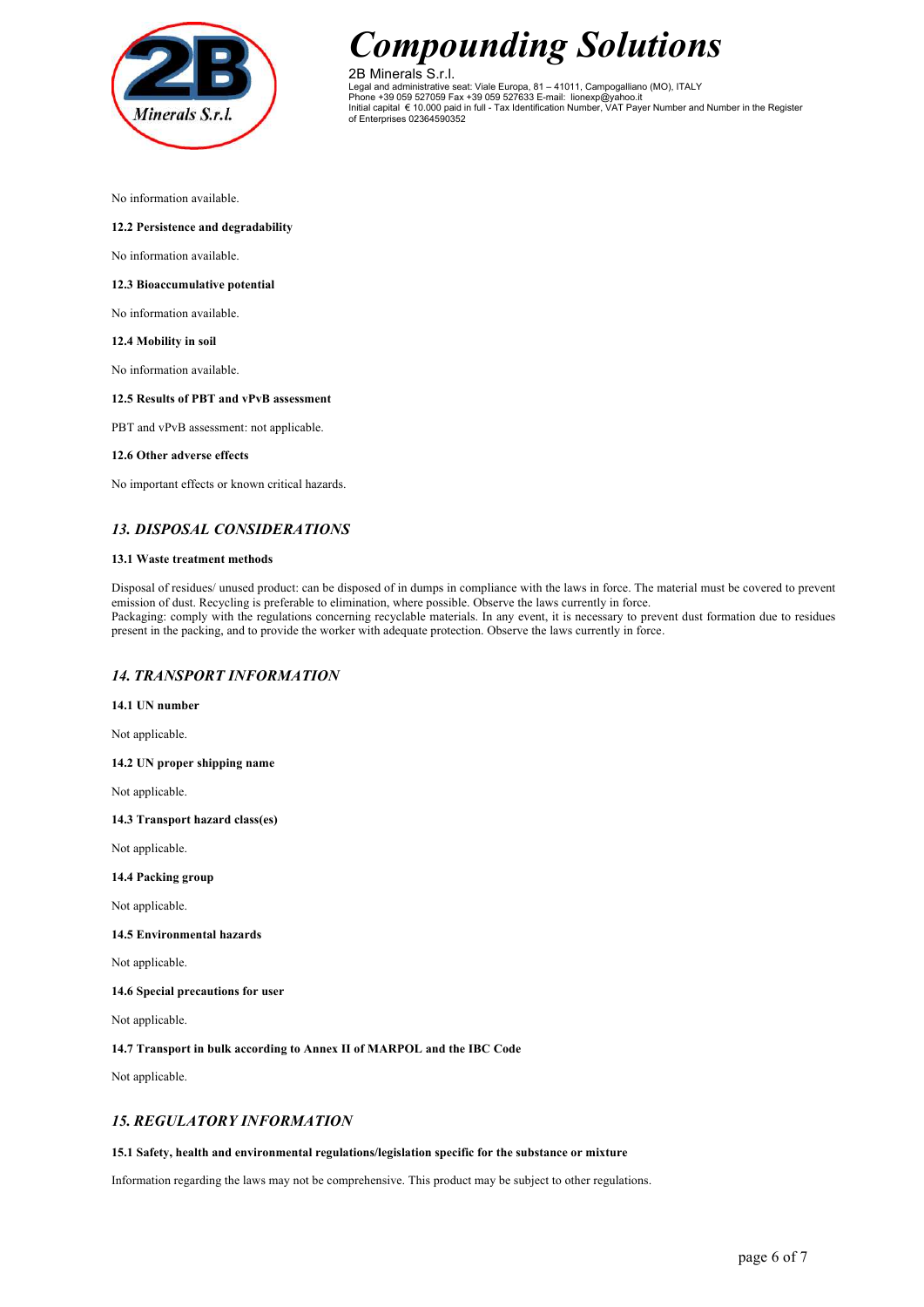No information available.

**12.2 Persistence and degradability**

No information available.

**12.3 Bioaccumulative potential**

No information available.

**12.4 Mobility in soil**

No information available.

**12.5 Results of PBT and vPvB assessment**

PBT and vPvB assessment: not applicable.

**12.6 Other adverse effects**

No important effects or known critical hazards.

## *13. DISPOSAL CONSIDERATIONS*

**13.1 Waste treatment methods**

Disposal of residues/ unused product: can be disposed of in dumps in compliance with the laws in force. The material must be covered to prevent emission of dust. Recycling is preferable to elimination, where possible. Observe the laws currently in force.
Packaging: comply with the regulations concerning recyclable materials. In any event, it is necessary to prevent dust formation due to residues present in the packing, and to provide the worker with adequate protection. Observe the laws currently in force.

## *14. TRANSPORT INFORMATION*

**14.1 UN number**

Not applicable.

**14.2 UN proper shipping name**

Not applicable.

**14.3 Transport hazard class(es)**

Not applicable.

**14.4 Packing group**

Not applicable.

**14.5 Environmental hazards**

Not applicable.

**14.6 Special precautions for user**

Not applicable.

**14.7 Transport in bulk according to Annex II of MARPOL and the IBC Code**

Not applicable.

## *15. REGULATORY INFORMATION*

**15.1 Safety, health and environmental regulations/legislation specific for the substance or mixture**

Information regarding the laws may not be comprehensive. This product may be subject to other regulations.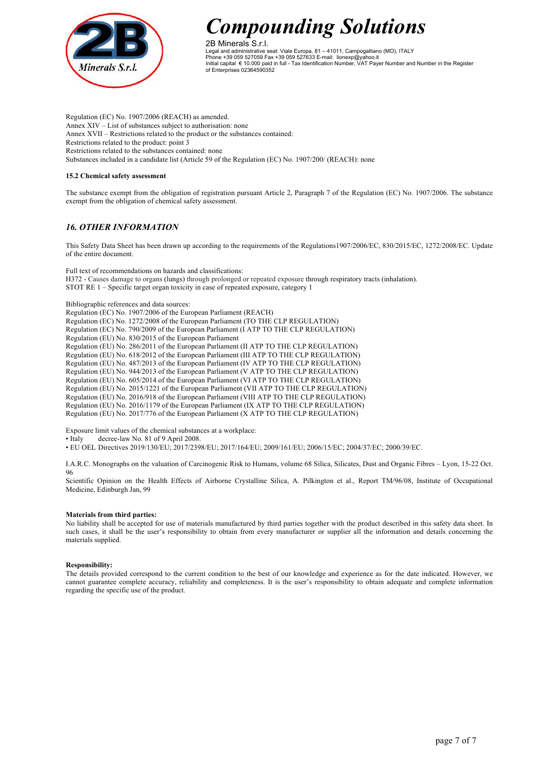Regulation (EC) No. 1907/2006 (REACH) as amended.
Annex XIV – List of substances subject to authorisation: none
Annex XVII – Restrictions related to the product or the substances contained:
Restrictions related to the product: point 3
Restrictions related to the substances contained: none
Substances included in a candidate list (Article 59 of the Regulation (EC) No. 1907/200/ (REACH): none

**15.2 Chemical safety assessment**

The substance exempt from the obligation of registration pursuant Article 2, Paragraph 7 of the Regulation (EC) No. 1907/2006. The substance exempt from the obligation of chemical safety assessment.

## *16. OTHER INFORMATION*

This Safety Data Sheet has been drawn up according to the requirements of the Regulations1907/2006/EC, 830/2015/EC, 1272/2008/EC. Update of the entire document.

Full text of recommendations on hazards and classifications:
H372 - Causes damage to organs (lungs) through prolonged or repeated exposure through respiratory tracts (inhalation).
STOT RE 1 – Specific target organ toxicity in case of repeated exposure, category 1

Bibliographic references and data sources:
Regulation (EC) No. 1907/2006 of the European Parliament (REACH)
Regulation (EC) No. 1272/2008 of the European Parliament (TO THE CLP REGULATION)
Regulation (EC) No. 790/2009 of the European Parliament (I ATP TO THE CLP REGULATION)
Regulation (EU) No. 830/2015 of the European Parliament
Regulation (EU) No. 286/2011 of the European Parliament (II ATP TO THE CLP REGULATION)
Regulation (EU) No. 618/2012 of the European Parliament (III ATP TO THE CLP REGULATION)
Regulation (EU) No. 487/2013 of the European Parliament (IV ATP TO THE CLP REGULATION)
Regulation (EU) No. 944/2013 of the European Parliament (V ATP TO THE CLP REGULATION)
Regulation (EU) No. 605/2014 of the European Parliament (VI ATP TO THE CLP REGULATION)
Regulation (EU) No. 2015/1221 of the European Parliament (VII ATP TO THE CLP REGULATION)
Regulation (EU) No. 2016/918 of the European Parliament (VIII ATP TO THE CLP REGULATION)
Regulation (EU) No. 2016/1179 of the European Parliament (IX ATP TO THE CLP REGULATION)
Regulation (EU) No. 2017/776 of the European Parliament (X ATP TO THE CLP REGULATION)

Exposure limit values of the chemical substances at a workplace:
- Italy decree-law No. 81 of 9 April 2008.
- EU OEL Directives 2019/130/EU; 2017/2398/EU; 2017/164/EU; 2009/161/EU; 2006/15/EC; 2004/37/EC; 2000/39/EC.

I.A.R.C. Monographs on the valuation of Carcinogenic Risk to Humans, volume 68 Silica, Silicates, Dust and Organic Fibres – Lyon, 15-22 Oct. 96
Scientific Opinion on the Health Effects of Airborne Crystalline Silica, A. Pilkington et al., Report TM/96/08, Institute of Occupational Medicine, Edinburgh Jan, 99

**Materials from third parties:**
No liability shall be accepted for use of materials manufactured by third parties together with the product described in this safety data sheet. In such cases, it shall be the user's responsibility to obtain from every manufacturer or supplier all the information and details concerning the materials supplied.

**Responsibility:**
The details provided correspond to the current condition to the best of our knowledge and experience as for the date indicated. However, we cannot guarantee complete accuracy, reliability and completeness. It is the user's responsibility to obtain adequate and complete information regarding the specific use of the product.